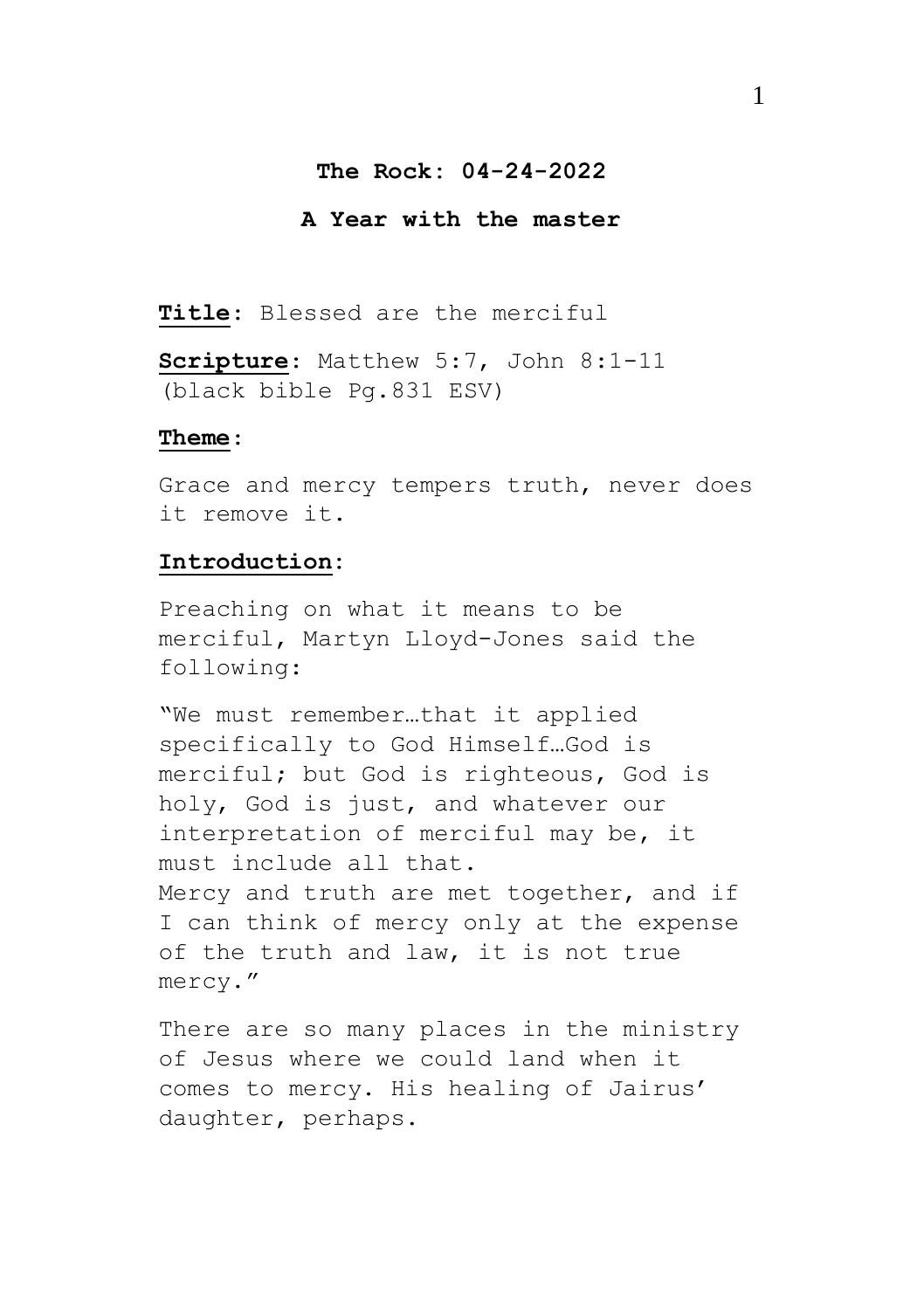**The Rock: 04-24-2022**

**A Year with the master**

**Title**: Blessed are the merciful

**Scripture**: Matthew 5:7, John 8:1-11 (black bible Pg.831 ESV)

**Theme**:

Grace and mercy tempers truth, never does it remove it.

**Introduction**:

Preaching on what it means to be merciful, Martyn Lloyd-Jones said the following:

"We must remember…that it applied specifically to God Himself…God is merciful; but God is righteous, God is holy, God is just, and whatever our interpretation of merciful may be, it must include all that.
Mercy and truth are met together, and if I can think of mercy only at the expense of the truth and law, it is not true mercy."

There are so many places in the ministry of Jesus where we could land when it comes to mercy. His healing of Jairus' daughter, perhaps.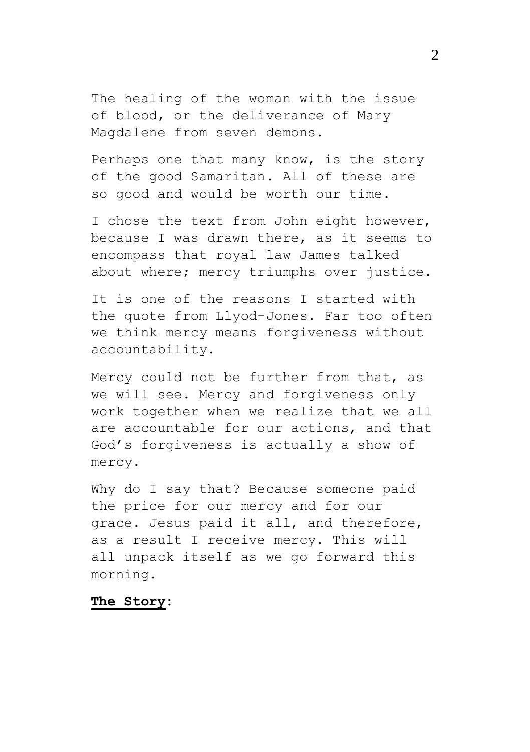The healing of the woman with the issue of blood, or the deliverance of Mary Magdalene from seven demons.

Perhaps one that many know, is the story of the good Samaritan. All of these are so good and would be worth our time.

I chose the text from John eight however, because I was drawn there, as it seems to encompass that royal law James talked about where; mercy triumphs over justice.

It is one of the reasons I started with the quote from Llyod-Jones. Far too often we think mercy means forgiveness without accountability.

Mercy could not be further from that, as we will see. Mercy and forgiveness only work together when we realize that we all are accountable for our actions, and that God's forgiveness is actually a show of mercy.

Why do I say that? Because someone paid the price for our mercy and for our grace. Jesus paid it all, and therefore, as a result I receive mercy. This will all unpack itself as we go forward this morning.

**The Story**: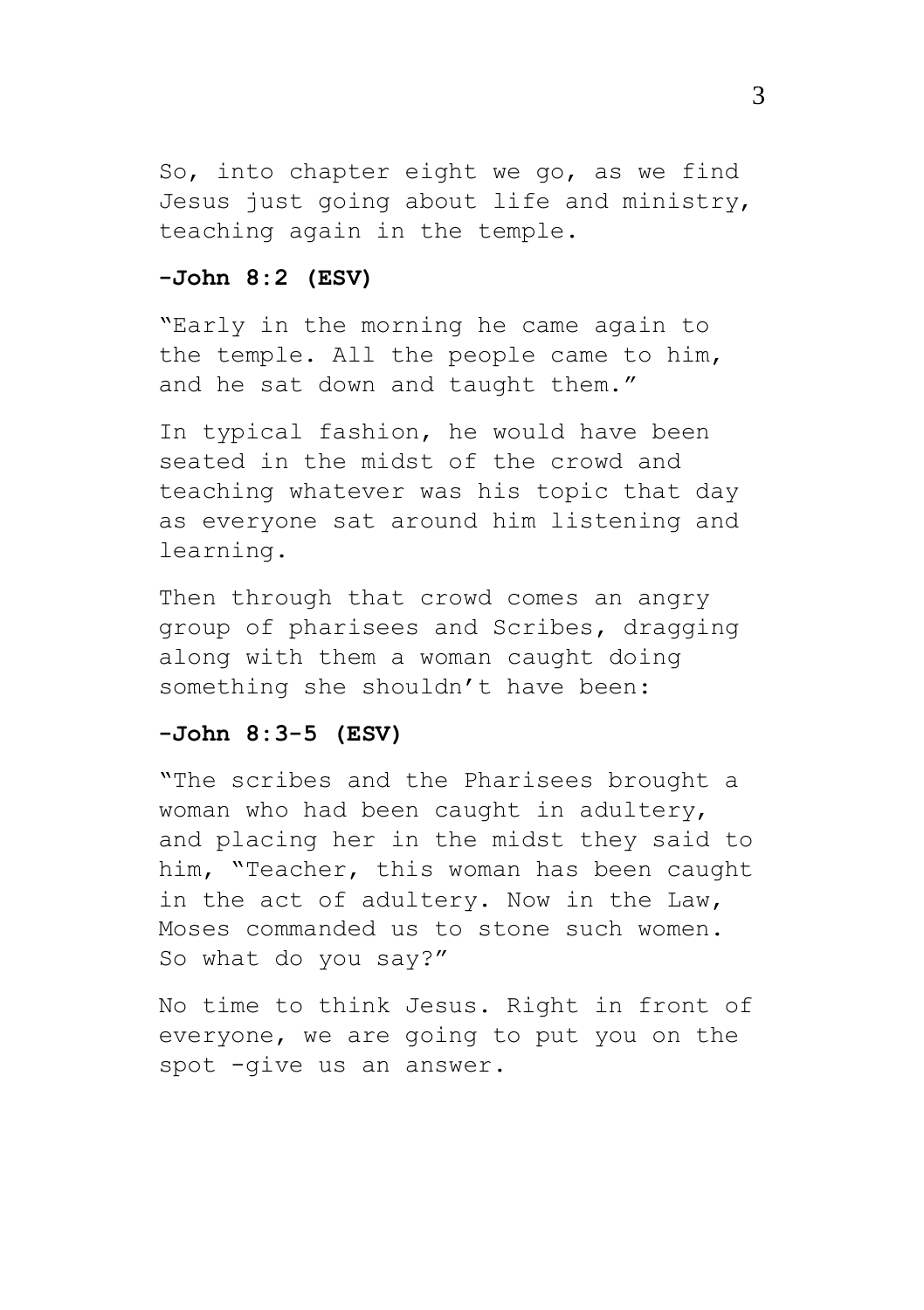So, into chapter eight we go, as we find Jesus just going about life and ministry, teaching again in the temple.

**-John 8:2 (ESV)**

"Early in the morning he came again to the temple. All the people came to him, and he sat down and taught them."

In typical fashion, he would have been seated in the midst of the crowd and teaching whatever was his topic that day as everyone sat around him listening and learning.

Then through that crowd comes an angry group of pharisees and Scribes, dragging along with them a woman caught doing something she shouldn't have been:

**-John 8:3-5 (ESV)**

"The scribes and the Pharisees brought a woman who had been caught in adultery, and placing her in the midst they said to him, "Teacher, this woman has been caught in the act of adultery. Now in the Law, Moses commanded us to stone such women. So what do you say?"

No time to think Jesus. Right in front of everyone, we are going to put you on the spot -give us an answer.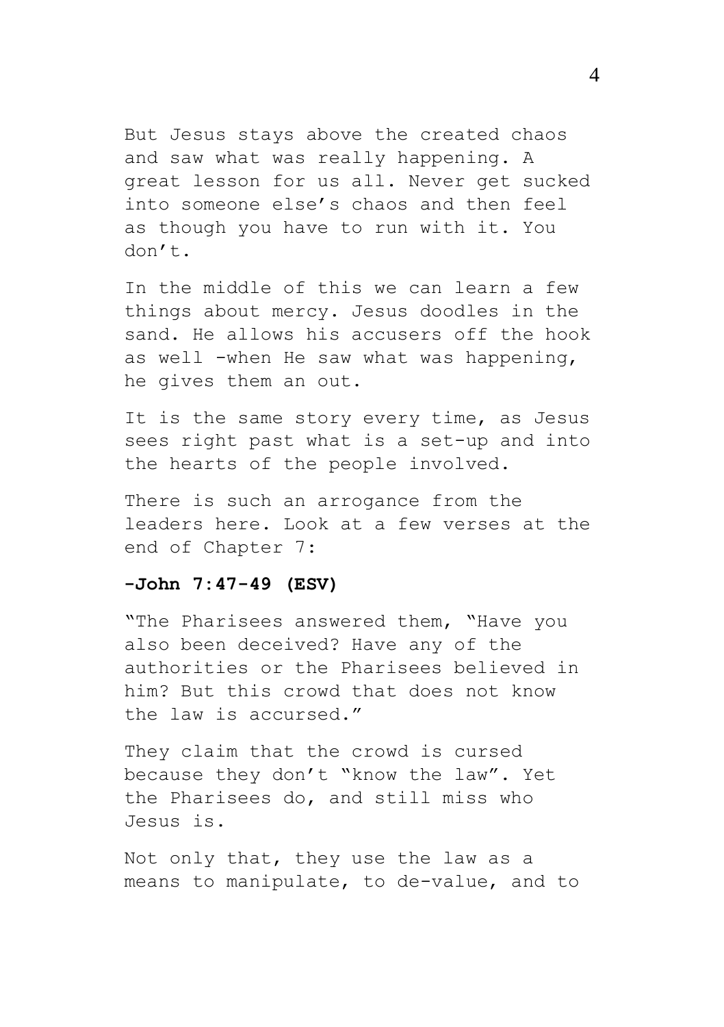But Jesus stays above the created chaos and saw what was really happening. A great lesson for us all. Never get sucked into someone else's chaos and then feel as though you have to run with it. You don't.

In the middle of this we can learn a few things about mercy. Jesus doodles in the sand. He allows his accusers off the hook as well -when He saw what was happening, he gives them an out.

It is the same story every time, as Jesus sees right past what is a set-up and into the hearts of the people involved.

There is such an arrogance from the leaders here. Look at a few verses at the end of Chapter 7:

**-John 7:47-49 (ESV)**

"The Pharisees answered them, "Have you also been deceived? Have any of the authorities or the Pharisees believed in him? But this crowd that does not know the law is accursed."

They claim that the crowd is cursed because they don't "know the law". Yet the Pharisees do, and still miss who Jesus is.

Not only that, they use the law as a means to manipulate, to de-value, and to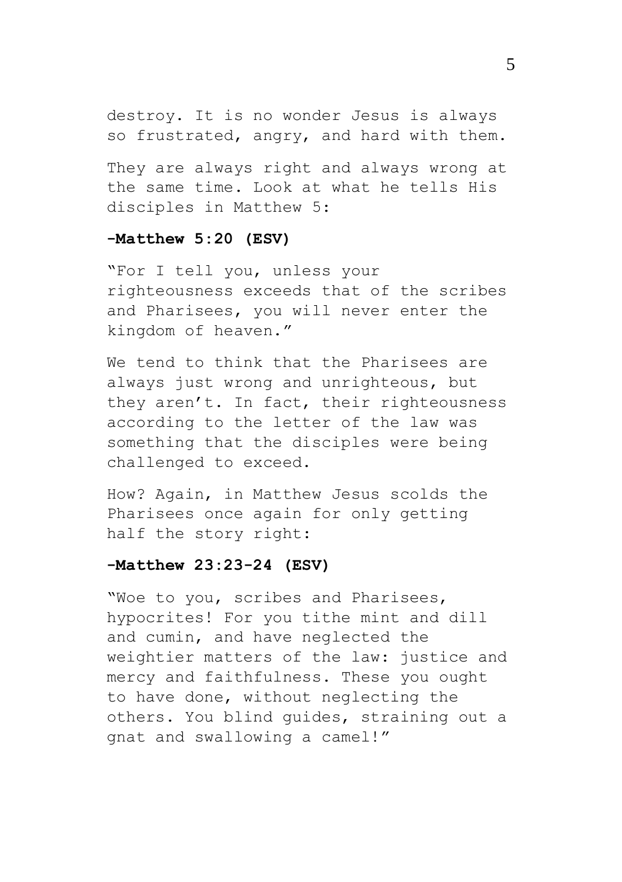destroy. It is no wonder Jesus is always so frustrated, angry, and hard with them.

They are always right and always wrong at the same time. Look at what he tells His disciples in Matthew 5:

**-Matthew 5:20 (ESV)**

"For I tell you, unless your righteousness exceeds that of the scribes and Pharisees, you will never enter the kingdom of heaven."

We tend to think that the Pharisees are always just wrong and unrighteous, but they aren't. In fact, their righteousness according to the letter of the law was something that the disciples were being challenged to exceed.

How? Again, in Matthew Jesus scolds the Pharisees once again for only getting half the story right:

**-Matthew 23:23-24 (ESV)**

"Woe to you, scribes and Pharisees, hypocrites! For you tithe mint and dill and cumin, and have neglected the weightier matters of the law: justice and mercy and faithfulness. These you ought to have done, without neglecting the others. You blind guides, straining out a gnat and swallowing a camel!"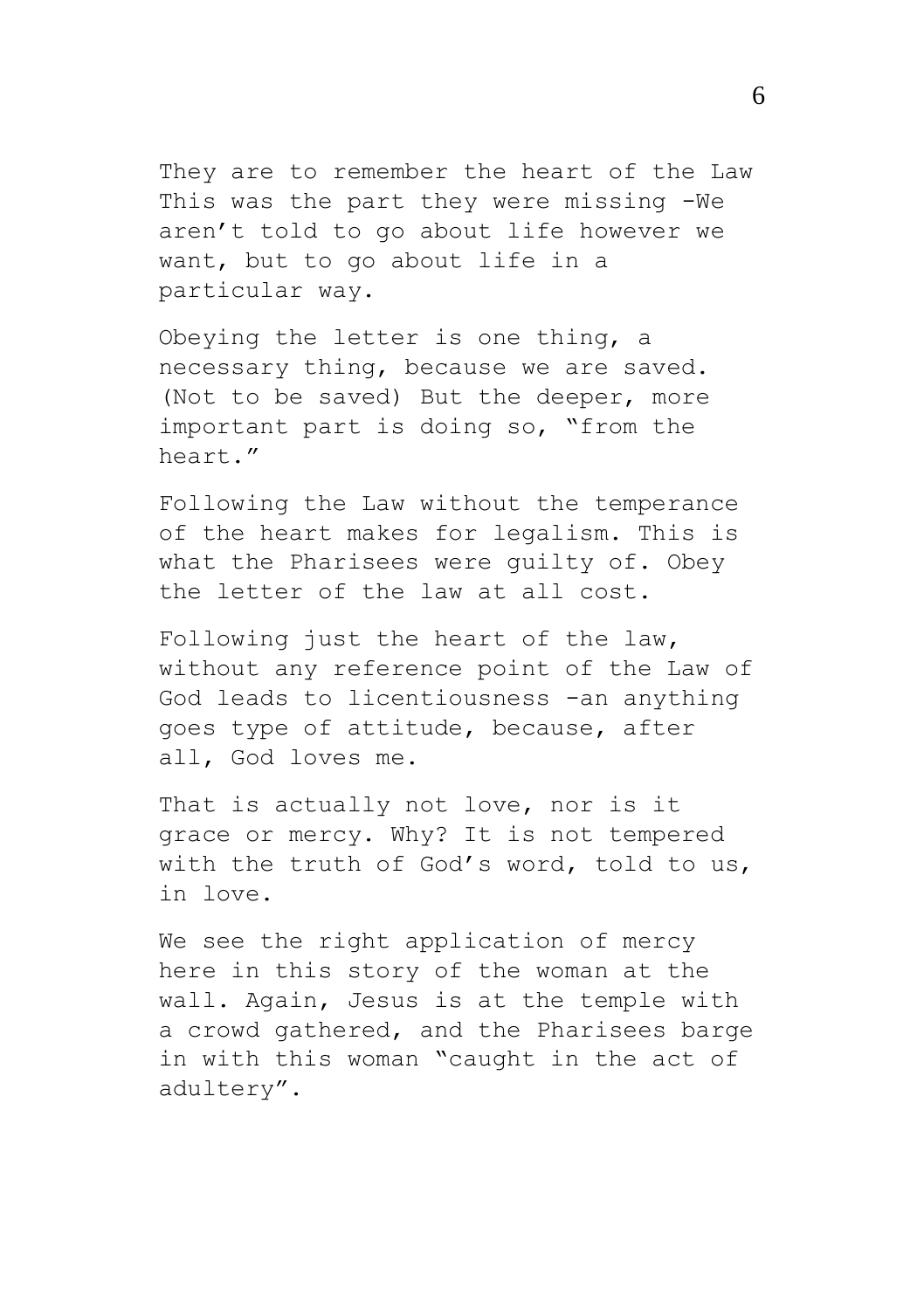They are to remember the heart of the Law This was the part they were missing -We aren't told to go about life however we want, but to go about life in a particular way.

Obeying the letter is one thing, a necessary thing, because we are saved. (Not to be saved) But the deeper, more important part is doing so, "from the heart."

Following the Law without the temperance of the heart makes for legalism. This is what the Pharisees were guilty of. Obey the letter of the law at all cost.

Following just the heart of the law, without any reference point of the Law of God leads to licentiousness -an anything goes type of attitude, because, after all, God loves me.

That is actually not love, nor is it grace or mercy. Why? It is not tempered with the truth of God's word, told to us, in love.

We see the right application of mercy here in this story of the woman at the wall. Again, Jesus is at the temple with a crowd gathered, and the Pharisees barge in with this woman "caught in the act of adultery".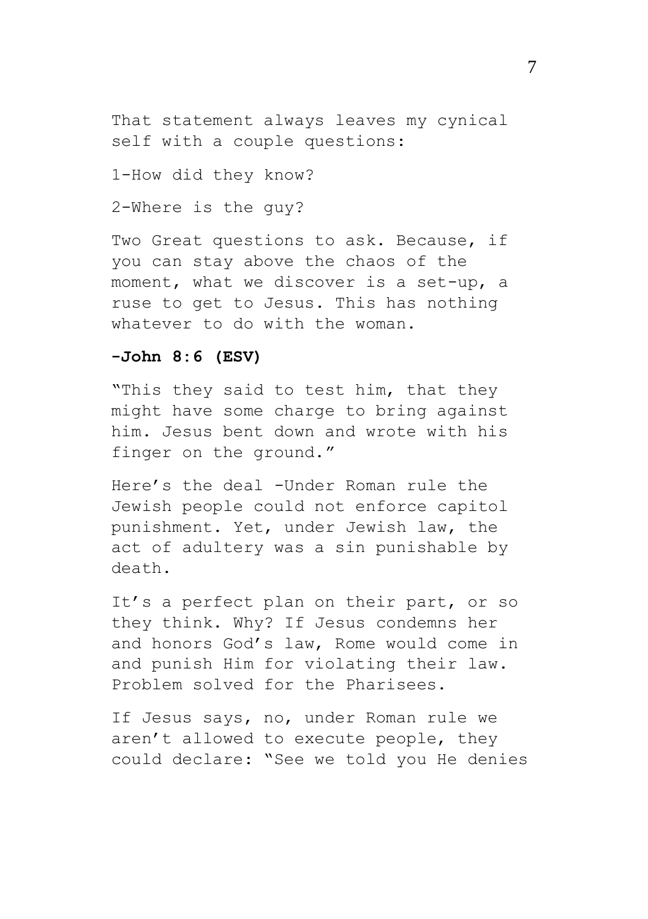That statement always leaves my cynical self with a couple questions:

1-How did they know?

2-Where is the guy?

Two Great questions to ask. Because, if you can stay above the chaos of the moment, what we discover is a set-up, a ruse to get to Jesus. This has nothing whatever to do with the woman.

**-John 8:6 (ESV)**

"This they said to test him, that they might have some charge to bring against him. Jesus bent down and wrote with his finger on the ground."

Here's the deal -Under Roman rule the Jewish people could not enforce capitol punishment. Yet, under Jewish law, the act of adultery was a sin punishable by death.

It's a perfect plan on their part, or so they think. Why? If Jesus condemns her and honors God's law, Rome would come in and punish Him for violating their law. Problem solved for the Pharisees.

If Jesus says, no, under Roman rule we aren't allowed to execute people, they could declare: "See we told you He denies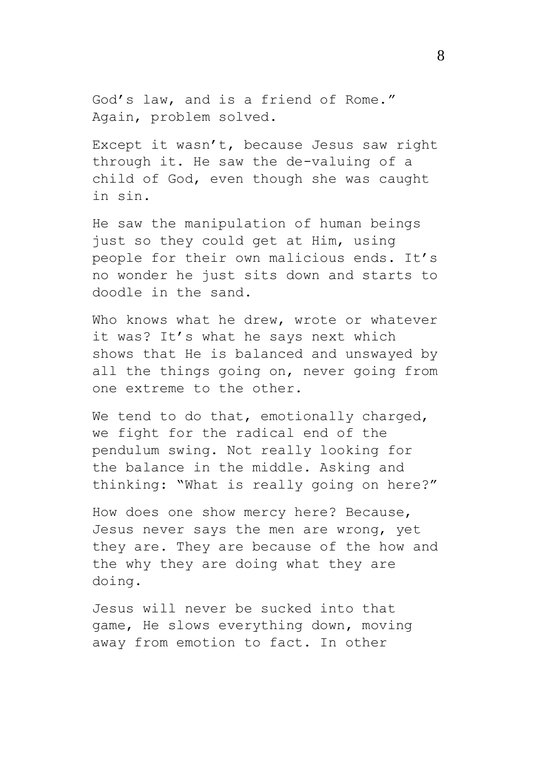God’s law, and is a friend of Rome.” Again, problem solved.

Except it wasn’t, because Jesus saw right through it. He saw the de-valuing of a child of God, even though she was caught in sin.

He saw the manipulation of human beings just so they could get at Him, using people for their own malicious ends. It’s no wonder he just sits down and starts to doodle in the sand.

Who knows what he drew, wrote or whatever it was? It’s what he says next which shows that He is balanced and unswayed by all the things going on, never going from one extreme to the other.

We tend to do that, emotionally charged, we fight for the radical end of the pendulum swing. Not really looking for the balance in the middle. Asking and thinking: “What is really going on here?”

How does one show mercy here? Because, Jesus never says the men are wrong, yet they are. They are because of the how and the why they are doing what they are doing.

Jesus will never be sucked into that game, He slows everything down, moving away from emotion to fact. In other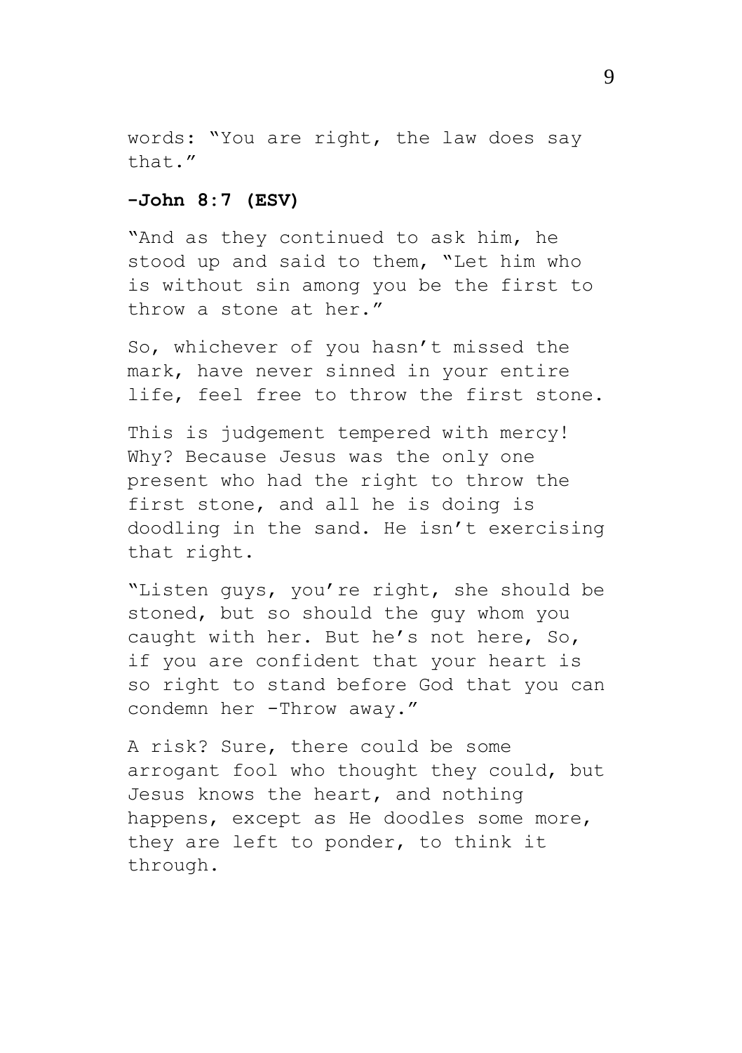words: “You are right, the law does say that.”

**-John 8:7 (ESV)**

“And as they continued to ask him, he stood up and said to them, “Let him who is without sin among you be the first to throw a stone at her.”

So, whichever of you hasn’t missed the mark, have never sinned in your entire life, feel free to throw the first stone.

This is judgement tempered with mercy! Why? Because Jesus was the only one present who had the right to throw the first stone, and all he is doing is doodling in the sand. He isn’t exercising that right.

“Listen guys, you’re right, she should be stoned, but so should the guy whom you caught with her. But he’s not here, So, if you are confident that your heart is so right to stand before God that you can condemn her -Throw away.”

A risk? Sure, there could be some arrogant fool who thought they could, but Jesus knows the heart, and nothing happens, except as He doodles some more, they are left to ponder, to think it through.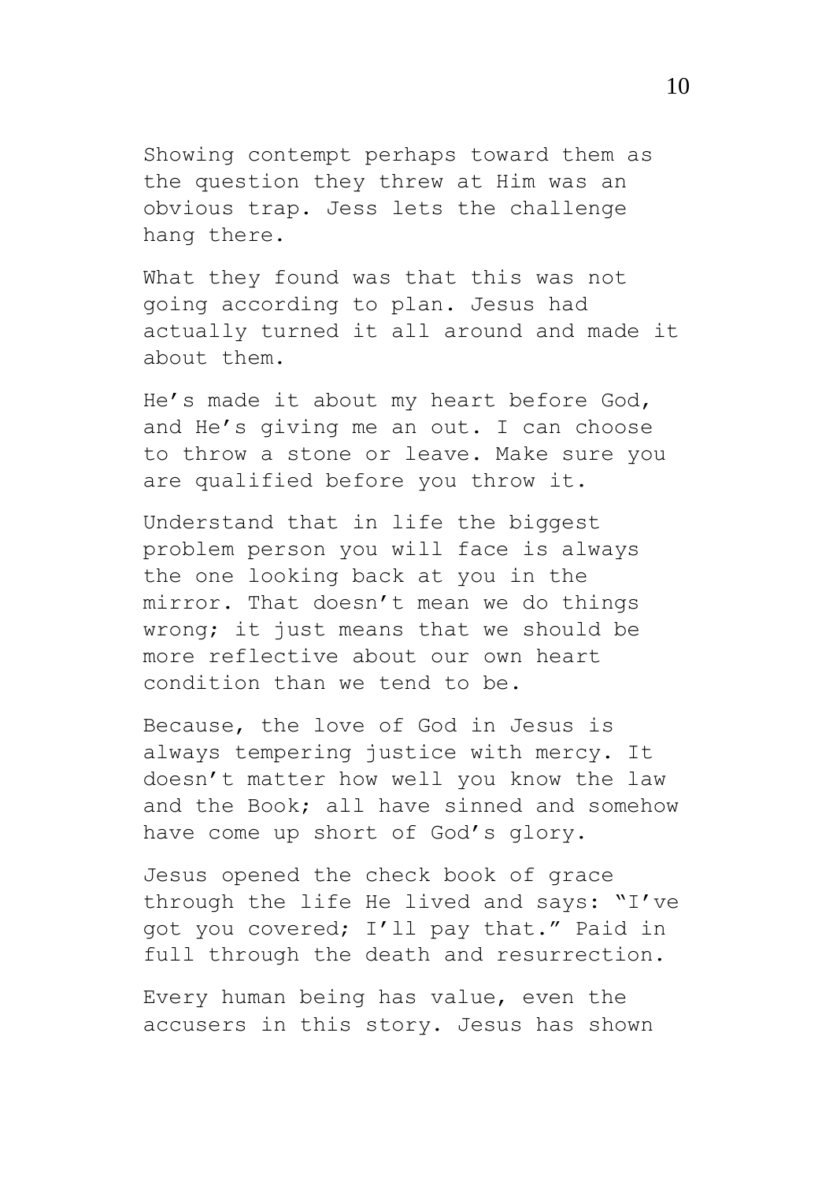Showing contempt perhaps toward them as the question they threw at Him was an obvious trap. Jess lets the challenge hang there.

What they found was that this was not going according to plan. Jesus had actually turned it all around and made it about them.

He's made it about my heart before God, and He's giving me an out. I can choose to throw a stone or leave. Make sure you are qualified before you throw it.

Understand that in life the biggest problem person you will face is always the one looking back at you in the mirror. That doesn't mean we do things wrong; it just means that we should be more reflective about our own heart condition than we tend to be.

Because, the love of God in Jesus is always tempering justice with mercy. It doesn't matter how well you know the law and the Book; all have sinned and somehow have come up short of God's glory.

Jesus opened the check book of grace through the life He lived and says: "I've got you covered; I'll pay that." Paid in full through the death and resurrection.

Every human being has value, even the accusers in this story. Jesus has shown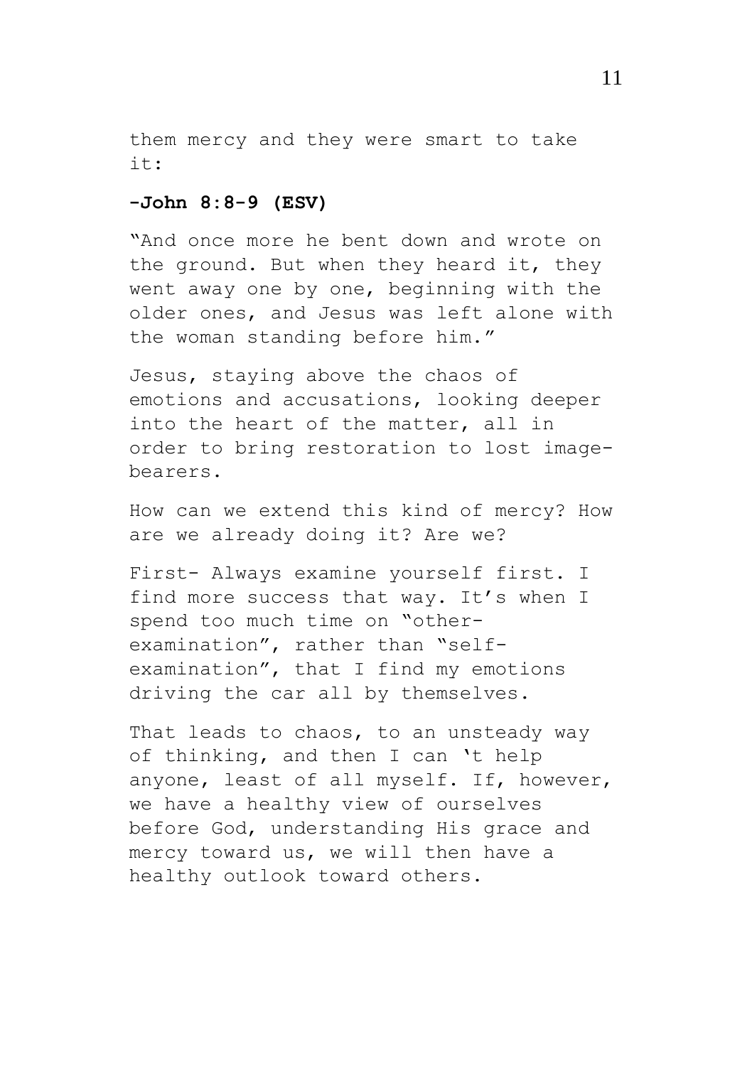them mercy and they were smart to take it:

**-John 8:8-9 (ESV)**

"And once more he bent down and wrote on the ground. But when they heard it, they went away one by one, beginning with the older ones, and Jesus was left alone with the woman standing before him."

Jesus, staying above the chaos of emotions and accusations, looking deeper into the heart of the matter, all in order to bring restoration to lost image-bearers.

How can we extend this kind of mercy? How are we already doing it? Are we?

First- Always examine yourself first. I find more success that way. It's when I spend too much time on "other-examination", rather than "self-examination", that I find my emotions driving the car all by themselves.

That leads to chaos, to an unsteady way of thinking, and then I can 't help anyone, least of all myself. If, however, we have a healthy view of ourselves before God, understanding His grace and mercy toward us, we will then have a healthy outlook toward others.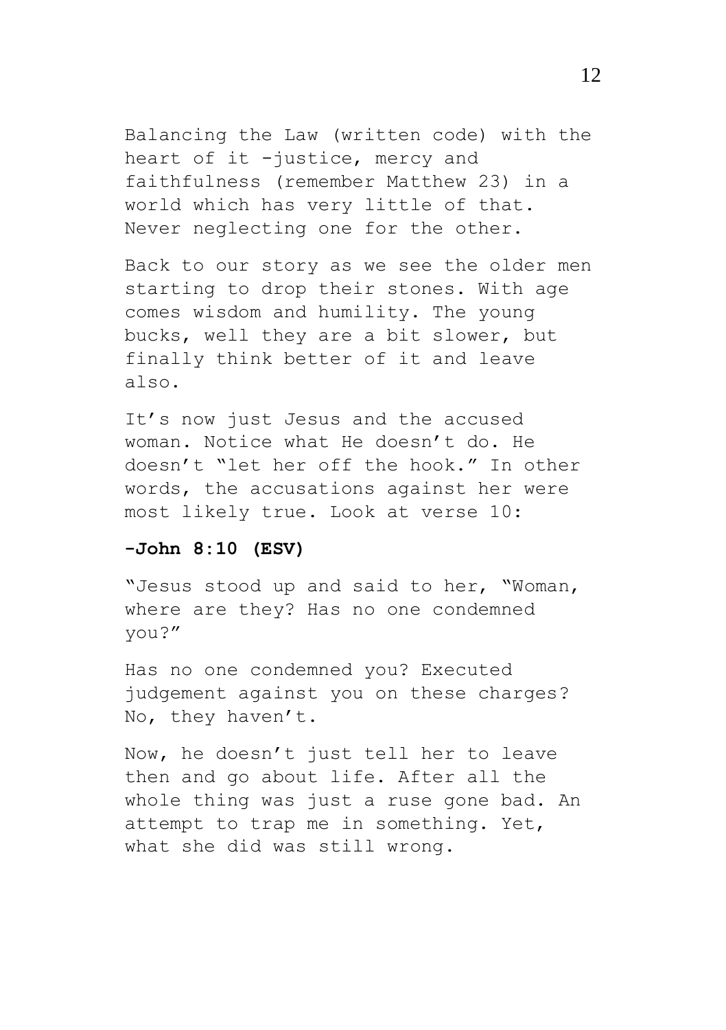Balancing the Law (written code) with the heart of it -justice, mercy and faithfulness (remember Matthew 23) in a world which has very little of that. Never neglecting one for the other.

Back to our story as we see the older men starting to drop their stones. With age comes wisdom and humility. The young bucks, well they are a bit slower, but finally think better of it and leave also.

It's now just Jesus and the accused woman. Notice what He doesn't do. He doesn't "let her off the hook." In other words, the accusations against her were most likely true. Look at verse 10:

**-John 8:10 (ESV)**

"Jesus stood up and said to her, "Woman, where are they? Has no one condemned you?"

Has no one condemned you? Executed judgement against you on these charges? No, they haven't.

Now, he doesn't just tell her to leave then and go about life. After all the whole thing was just a ruse gone bad. An attempt to trap me in something. Yet, what she did was still wrong.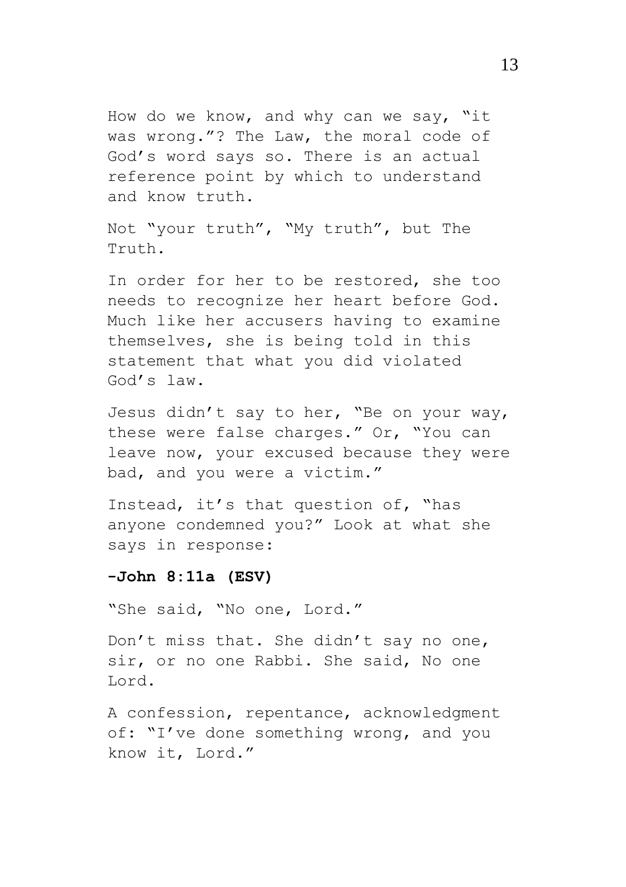How do we know, and why can we say, "it was wrong."? The Law, the moral code of God's word says so. There is an actual reference point by which to understand and know truth.

Not "your truth", "My truth", but The Truth.

In order for her to be restored, she too needs to recognize her heart before God. Much like her accusers having to examine themselves, she is being told in this statement that what you did violated God's law.

Jesus didn't say to her, "Be on your way, these were false charges." Or, "You can leave now, your excused because they were bad, and you were a victim."

Instead, it's that question of, "has anyone condemned you?" Look at what she says in response:

**-John 8:11a (ESV)**

"She said, "No one, Lord."

Don't miss that. She didn't say no one, sir, or no one Rabbi. She said, No one Lord.

A confession, repentance, acknowledgment of: "I've done something wrong, and you know it, Lord."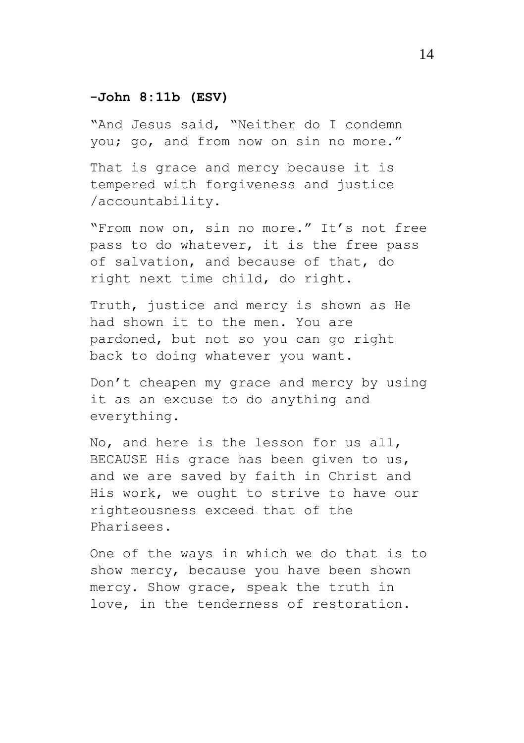**-John 8:11b (ESV)**

"And Jesus said, "Neither do I condemn you; go, and from now on sin no more."

That is grace and mercy because it is tempered with forgiveness and justice /accountability.

"From now on, sin no more." It's not free pass to do whatever, it is the free pass of salvation, and because of that, do right next time child, do right.

Truth, justice and mercy is shown as He had shown it to the men. You are pardoned, but not so you can go right back to doing whatever you want.

Don't cheapen my grace and mercy by using it as an excuse to do anything and everything.

No, and here is the lesson for us all, BECAUSE His grace has been given to us, and we are saved by faith in Christ and His work, we ought to strive to have our righteousness exceed that of the Pharisees.

One of the ways in which we do that is to show mercy, because you have been shown mercy. Show grace, speak the truth in love, in the tenderness of restoration.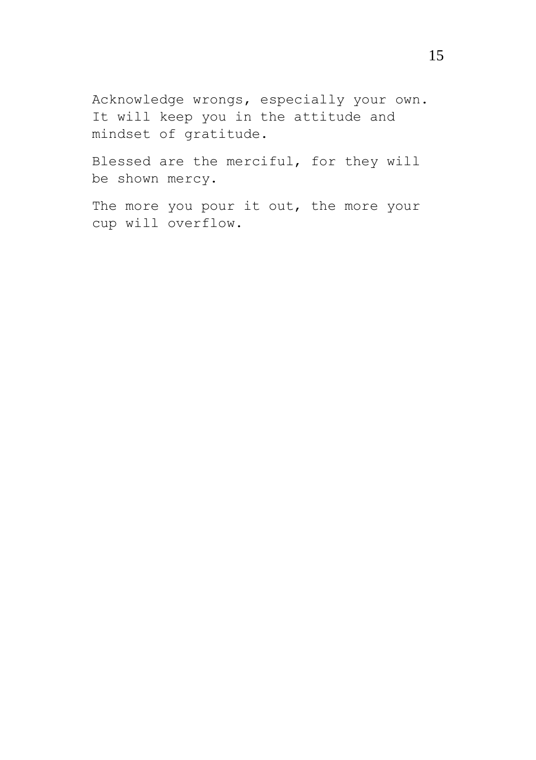Acknowledge wrongs, especially your own. It will keep you in the attitude and mindset of gratitude.

Blessed are the merciful, for they will be shown mercy.

The more you pour it out, the more your cup will overflow.